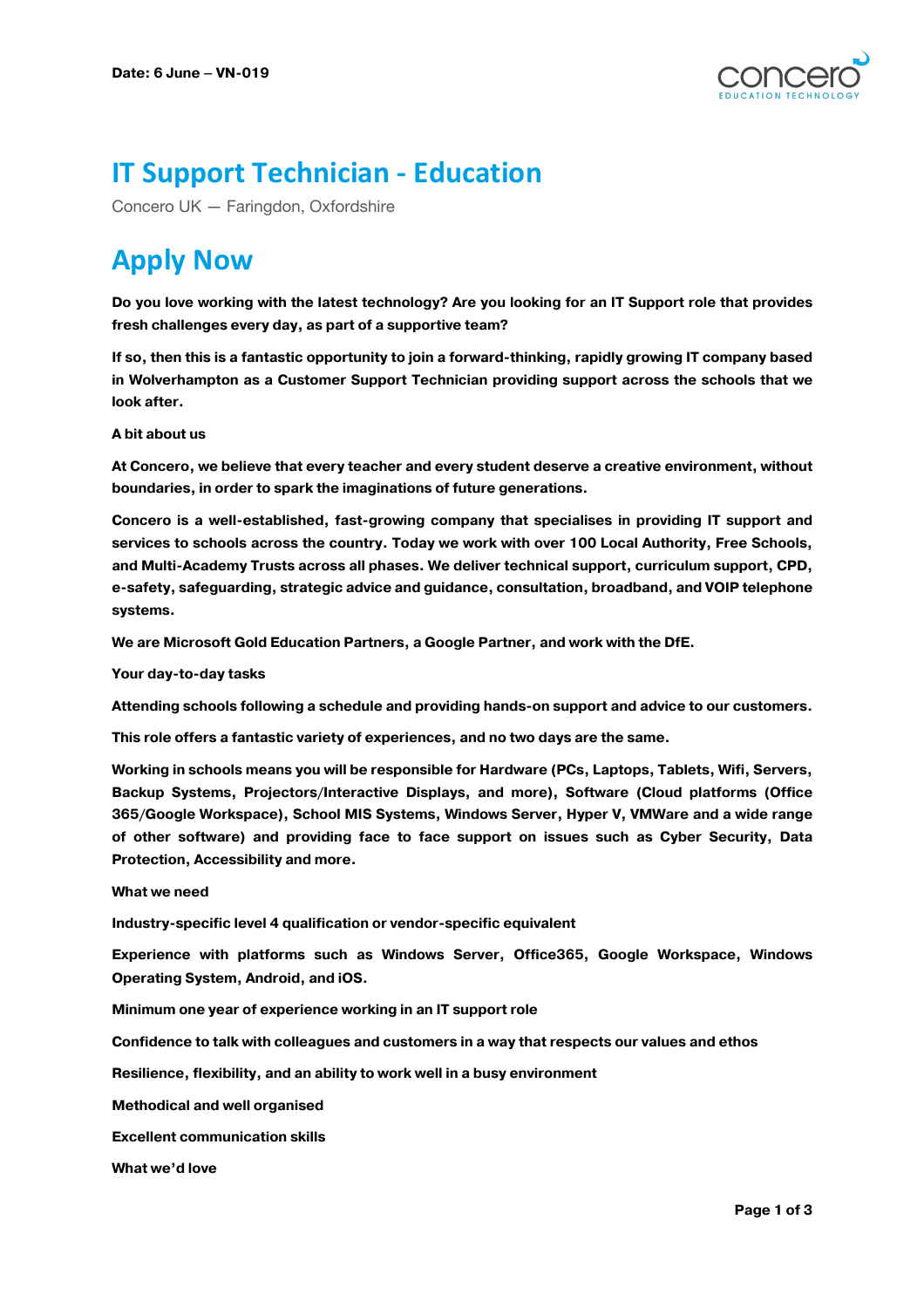**Date: 6 June – VN-019**

# IT Support Technician - Education

Concero UK — Faringdon, Oxfordshire

# Apply Now

**Do you love working with the latest technology? Are you looking for an IT Support role that provides fresh challenges every day, as part of a supportive team?**

**If so, then this is a fantastic opportunity to join a forward-thinking, rapidly growing IT company based in Wolverhampton as a Customer Support Technician providing support across the schools that we look after.**

**A bit about us**

**At Concero, we believe that every teacher and every student deserve a creative environment, without boundaries, in order to spark the imaginations of future generations.**

**Concero is a well-established, fast-growing company that specialises in providing IT support and services to schools across the country. Today we work with over 100 Local Authority, Free Schools, and Multi-Academy Trusts across all phases. We deliver technical support, curriculum support, CPD, e-safety, safeguarding, strategic advice and guidance, consultation, broadband, and VOIP telephone systems.**

**We are Microsoft Gold Education Partners, a Google Partner, and work with the DfE.**

**Your day-to-day tasks**

**Attending schools following a schedule and providing hands-on support and advice to our customers.**

**This role offers a fantastic variety of experiences, and no two days are the same.**

**Working in schools means you will be responsible for Hardware (PCs, Laptops, Tablets, Wifi, Servers, Backup Systems, Projectors/Interactive Displays, and more), Software (Cloud platforms (Office 365/Google Workspace), School MIS Systems, Windows Server, Hyper V, VMWare and a wide range of other software) and providing face to face support on issues such as Cyber Security, Data Protection, Accessibility and more.**

**What we need**

**Industry-specific level 4 qualification or vendor-specific equivalent**

**Experience with platforms such as Windows Server, Office365, Google Workspace, Windows Operating System, Android, and iOS.**

**Minimum one year of experience working in an IT support role**

**Confidence to talk with colleagues and customers in a way that respects our values and ethos**

**Resilience, flexibility, and an ability to work well in a busy environment**

**Methodical and well organised**

**Excellent communication skills**

**What we'd love**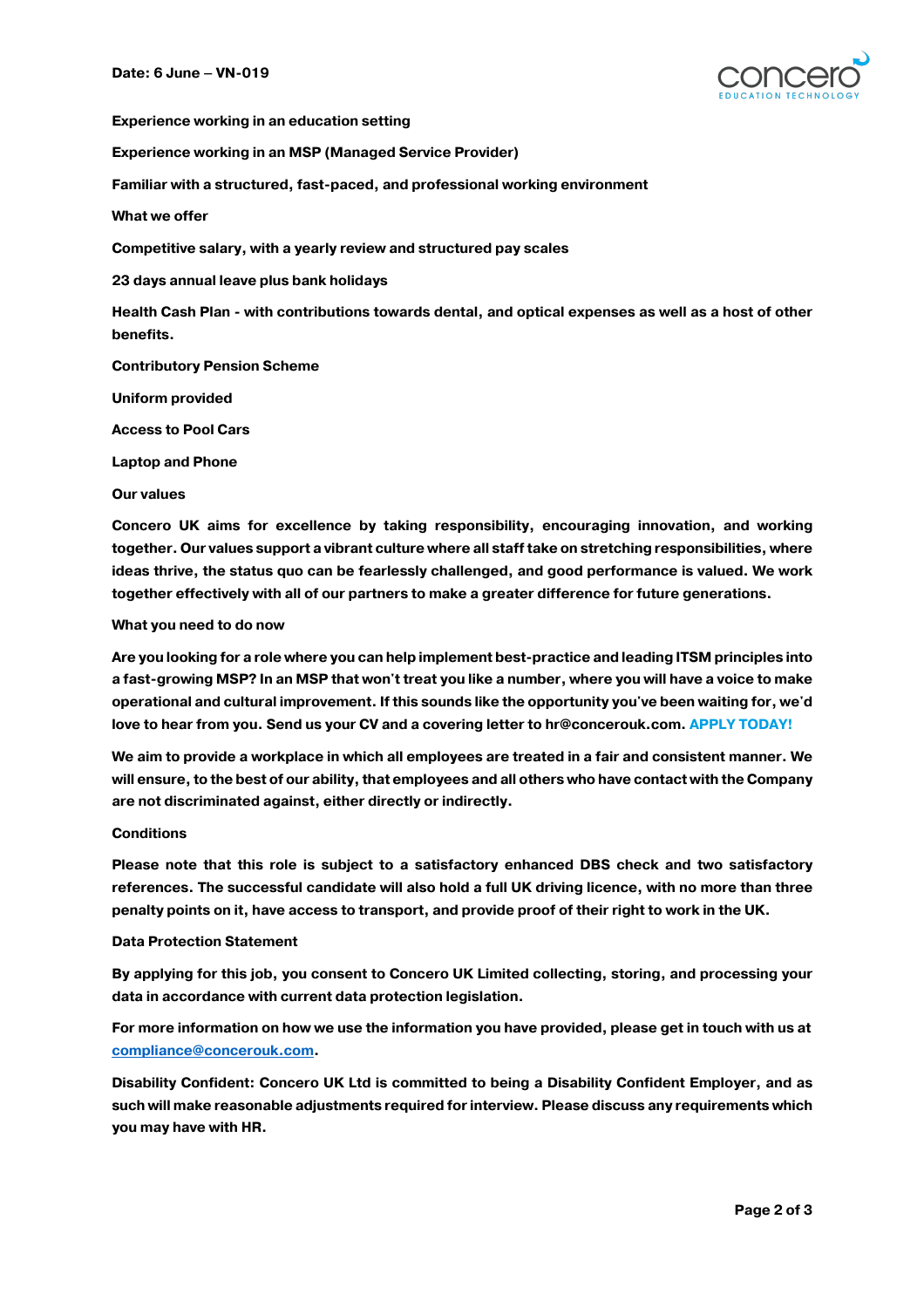Date: 6 June – VN-019

**Experience working in an education setting**

**Experience working in an MSP (Managed Service Provider)**

**Familiar with a structured, fast-paced, and professional working environment**

**What we offer**

**Competitive salary, with a yearly review and structured pay scales**

**23 days annual leave plus bank holidays**

**Health Cash Plan - with contributions towards dental, and optical expenses as well as a host of other benefits.**

**Contributory Pension Scheme**

**Uniform provided**

**Access to Pool Cars**

**Laptop and Phone**

**Our values**

**Concero UK aims for excellence by taking responsibility, encouraging innovation, and working together. Our values support a vibrant culture where all staff take on stretching responsibilities, where ideas thrive, the status quo can be fearlessly challenged, and good performance is valued. We work together effectively with all of our partners to make a greater difference for future generations.**

**What you need to do now**

**Are you looking for a role where you can help implement best-practice and leading ITSM principles into a fast-growing MSP? In an MSP that won't treat you like a number, where you will have a voice to make operational and cultural improvement. If this sounds like the opportunity you've been waiting for, we'd love to hear from you. Send us your CV and a covering letter to hr@concerouk.com. APPLY TODAY!**

**We aim to provide a workplace in which all employees are treated in a fair and consistent manner. We will ensure, to the best of our ability, that employees and all others who have contact with the Company are not discriminated against, either directly or indirectly.**

**Conditions**

**Please note that this role is subject to a satisfactory enhanced DBS check and two satisfactory references. The successful candidate will also hold a full UK driving licence, with no more than three penalty points on it, have access to transport, and provide proof of their right to work in the UK.**

**Data Protection Statement**

**By applying for this job, you consent to Concero UK Limited collecting, storing, and processing your data in accordance with current data protection legislation.**

**For more information on how we use the information you have provided, please get in touch with us at compliance@concerouk.com.**

**Disability Confident: Concero UK Ltd is committed to being a Disability Confident Employer, and as such will make reasonable adjustments required for interview. Please discuss any requirements which you may have with HR.**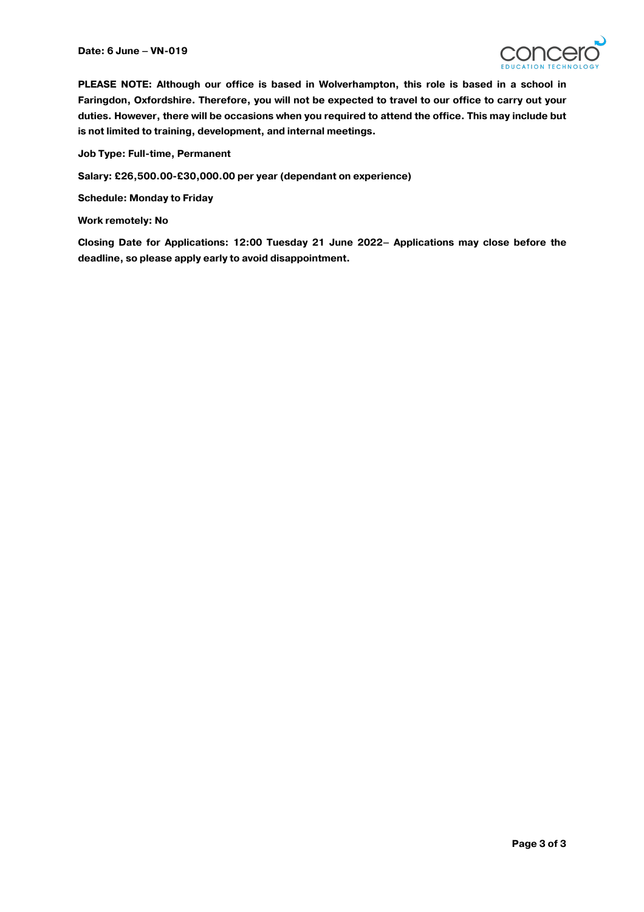**PLEASE NOTE: Although our office is based in Wolverhampton, this role is based in a school in Faringdon, Oxfordshire. Therefore, you will not be expected to travel to our office to carry out your duties. However, there will be occasions when you required to attend the office. This may include but is not limited to training, development, and internal meetings.**

**Job Type: Full-time, Permanent**

**Salary: £26,500.00-£30,000.00 per year (dependant on experience)**

**Schedule: Monday to Friday**

**Work remotely: No**

**Closing Date for Applications: 12:00 Tuesday 21 June 2022– Applications may close before the deadline, so please apply early to avoid disappointment.**